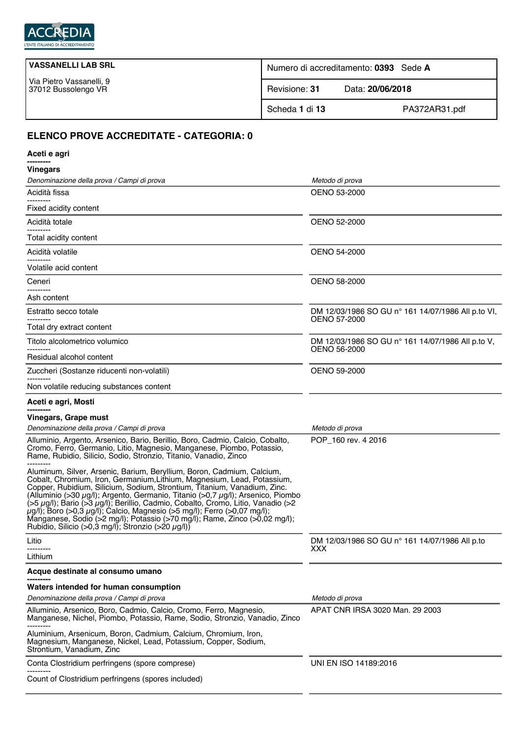ACCREDIA
L'ENTE ITALIANO DI ACCREDITAMENTO

| **VASSANELLI LAB SRL**<br>Via Pietro Vassanelli, 9<br>37012 Bussolengo VR | Numero di accreditamento: **0393** Sede **A** |
|---|---|
| | Revisione: **31** Data: **20/06/2018** |
| | Scheda **1** di **13** PA372AR31.pdf |

## ELENCO PROVE ACCREDITATE - CATEGORIA: 0

**Aceti e agri**
**---------**
**Vinegars**

| *Denominazione della prova / Campi di prova* | *Metodo di prova* |
|---|---|
| Acidità fissa<br>---------<br>Fixed acidity content | OENO 53-2000 |
| Acidità totale<br>---------<br>Total acidity content | OENO 52-2000 |
| Acidità volatile<br>---------<br>Volatile acid content | OENO 54-2000 |
| Ceneri<br>---------<br>Ash content | OENO 58-2000 |
| Estratto secco totale<br>---------<br>Total dry extract content | DM 12/03/1986 SO GU n° 161 14/07/1986 All p.to VI, OENO 57-2000 |
| Titolo alcolometrico volumico<br>---------<br>Residual alcohol content | DM 12/03/1986 SO GU n° 161 14/07/1986 All p.to V, OENO 56-2000 |
| Zuccheri (Sostanze riducenti non-volatili)<br>---------<br>Non volatile reducing substances content | OENO 59-2000 |

**Aceti e agri, Mosti**
**---------**
**Vinegars, Grape must**

| *Denominazione della prova / Campi di prova* | *Metodo di prova* |
|---|---|
| Alluminio, Argento, Arsenico, Bario, Berillio, Boro, Cadmio, Calcio, Cobalto, Cromo, Ferro, Germanio, Litio, Magnesio, Manganese, Piombo, Potassio, Rame, Rubidio, Silicio, Sodio, Stronzio, Titanio, Vanadio, Zinco<br>---------<br>Aluminum, Silver, Arsenic, Barium, Beryllium, Boron, Cadmium, Calcium, Cobalt, Chromium, Iron, Germanium,Lithium, Magnesium, Lead, Potassium, Copper, Rubidium, Silicium, Sodium, Strontium, Titanium, Vanadium, Zinc. (Alluminio (>30 µg/l); Argento, Germanio, Titanio (>0,7 µg/l); Arsenico, Piombo (>5 µg/l); Bario (>3 µg/l); Berillio, Cadmio, Cobalto, Cromo, Litio, Vanadio (>2 µg/l); Boro (>0,3 µg/l); Calcio, Magnesio (>5 mg/l); Ferro (>0,07 mg/l); Manganese, Sodio (>2 mg/l); Potassio (>70 mg/l); Rame, Zinco (>0,02 mg/l); Rubidio, Silicio (>0,3 mg/l); Stronzio (>20 µg/l)) | POP_160 rev. 4 2016 |
| Litio<br>---------<br>Lithium | DM 12/03/1986 SO GU n° 161 14/07/1986 All p.to XXX |

**Acque destinate al consumo umano**
**---------**
**Waters intended for human consumption**

| *Denominazione della prova / Campi di prova* | *Metodo di prova* |
|---|---|
| Alluminio, Arsenico, Boro, Cadmio, Calcio, Cromo, Ferro, Magnesio, Manganese, Nichel, Piombo, Potassio, Rame, Sodio, Stronzio, Vanadio, Zinco<br>---------<br>Aluminium, Arsenicum, Boron, Cadmium, Calcium, Chromium, Iron, Magnesium, Manganese, Nickel, Lead, Potassium, Copper, Sodium, Strontium, Vanadium, Zinc | APAT CNR IRSA 3020 Man. 29 2003 |
| Conta Clostridium perfringens (spore comprese)<br>---------<br>Count of Clostridium perfringens (spores included) | UNI EN ISO 14189:2016 |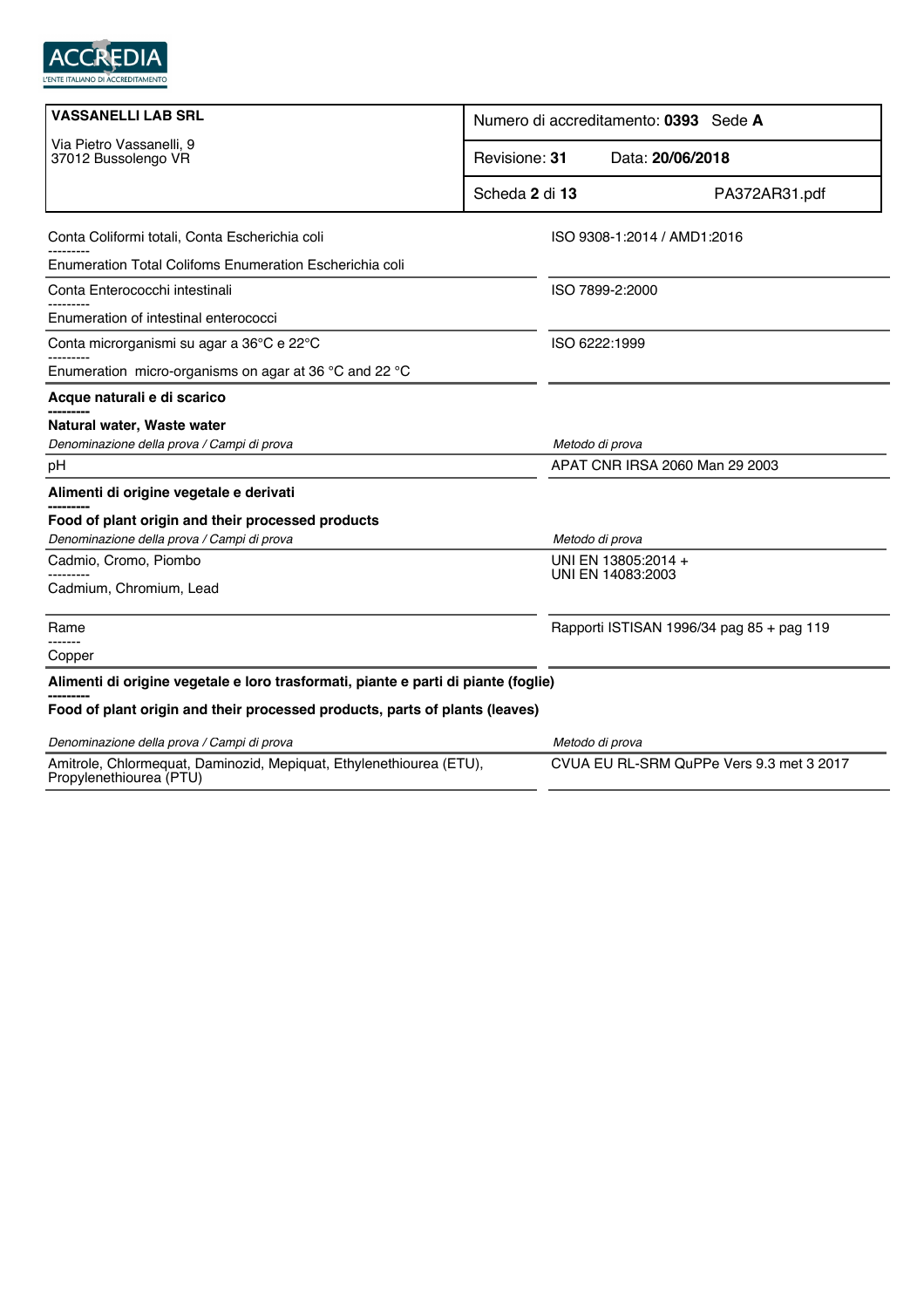**VASSANELLI LAB SRL**

Via Pietro Vassanelli, 9
37012 Bussolengo VR

| Numero di accreditamento: **0393** Sede **A** | |
|---|---|
| Revisione: **31** | Data: **20/06/2018** |
| Scheda **2** di **13** | PA372AR31.pdf |

| | |
|---|---|
| Conta Coliformi totali, Conta Escherichia coli<br>---------<br>Enumeration Total Colifoms Enumeration Escherichia coli | ISO 9308-1:2014 / AMD1:2016 |
| Conta Enterococchi intestinali<br>---------<br>Enumeration of intestinal enterococci | ISO 7899-2:2000 |
| Conta microrganismi su agar a 36°C e 22°C<br>---------<br>Enumeration micro-organisms on agar at 36 °C and 22 °C | ISO 6222:1999 |

**Acque naturali e di scarico**
**---------**
**Natural water, Waste water**

| *Denominazione della prova / Campi di prova* | *Metodo di prova* |
|---|---|
| pH | APAT CNR IRSA 2060 Man 29 2003 |

**Alimenti di origine vegetale e derivati**
**---------**
**Food of plant origin and their processed products**

| *Denominazione della prova / Campi di prova* | *Metodo di prova* |
|---|---|
| Cadmio, Cromo, Piombo<br>---------<br>Cadmium, Chromium, Lead | UNI EN 13805:2014 +<br>UNI EN 14083:2003 |
| Rame<br>-------<br>Copper | Rapporti ISTISAN 1996/34 pag 85 + pag 119 |

**Alimenti di origine vegetale e loro trasformati, piante e parti di piante (foglie)**
**---------**
**Food of plant origin and their processed products, parts of plants (leaves)**

| *Denominazione della prova / Campi di prova* | *Metodo di prova* |
|---|---|
| Amitrole, Chlormequat, Daminozid, Mepiquat, Ethylenethiourea (ETU), Propylenethiourea (PTU) | CVUA EU RL-SRM QuPPe Vers 9.3 met 3 2017 |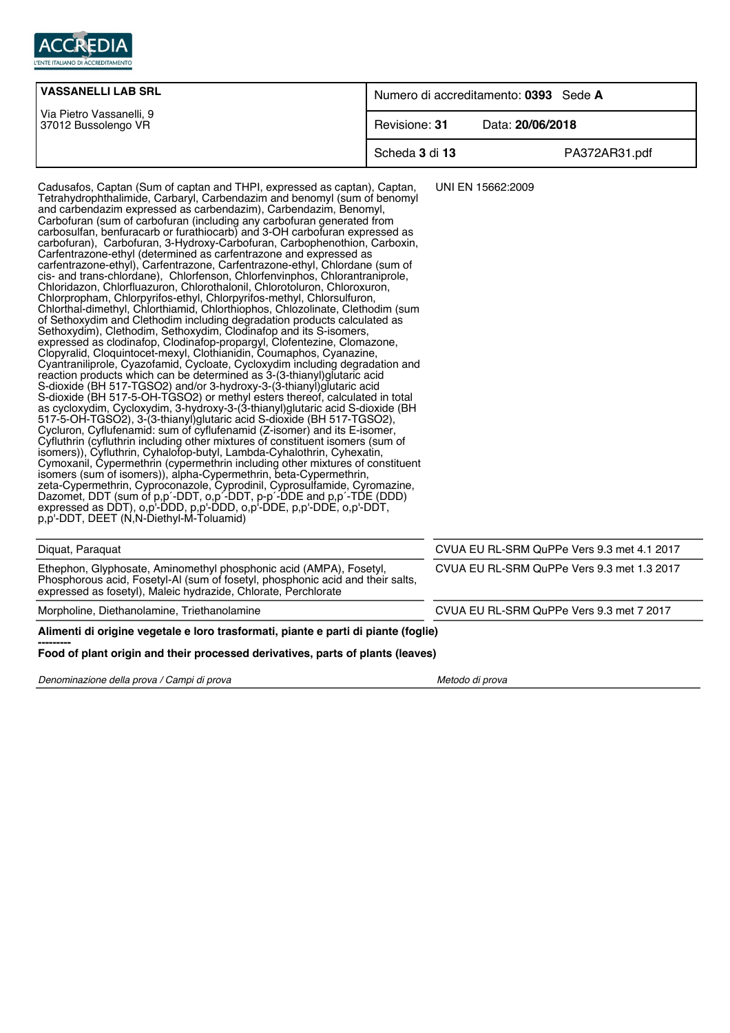| VASSANELLI LAB SRL<br>Via Pietro Vassanelli, 9<br>37012 Bussolengo VR | Numero di accreditamento: **0393** Sede **A** |
|---|---|
| | Revisione: **31** Data: **20/06/2018** |
| | PA372AR31.pdf |

| | |
|---|---|
| Cadusafos, Captan (Sum of captan and THPI, expressed as captan), Captan, Tetrahydrophthalimide, Carbaryl, Carbendazim and benomyl (sum of benomyl and carbendazim expressed as carbendazim), Carbendazim, Benomyl, Carbofuran (sum of carbofuran (including any carbofuran generated from carbosulfan, benfuracarb or furathiocarb) and 3-OH carbofuran expressed as carbofuran), Carbofuran, 3-Hydroxy-Carbofuran, Carbophenothion, Carboxin, Carfentrazone-ethyl (determined as carfentrazone and expressed as carfentrazone-ethyl), Carfentrazone, Carfentrazone-ethyl, Chlordane (sum of cis- and trans-chlordane), Chlorfenson, Chlorfenvinphos, Chlorantraniprole, Chloridazon, Chlorfluazuron, Chlorothalonil, Chlorotoluron, Chloroxuron, Chlorpropham, Chlorpyrifos-ethyl, Chlorpyrifos-methyl, Chlorsulfuron, Chlorthal-dimethyl, Chlorthiamid, Chlorthiophos, Chlozolinate, Clethodim (sum of Sethoxydim and Clethodim including degradation products calculated as Sethoxydim), Clethodim, Sethoxydim, Clodinafop and its S-isomers, expressed as clodinafop, Clodinafop-propargyl, Clofentezine, Clomazone, Clopyralid, Cloquintocet-mexyl, Clothianidin, Coumaphos, Cyanazine, Cyantraniliprole, Cyazofamid, Cycloate, Cycloxydim including degradation and reaction products which can be determined as 3-(3-thianyl)glutaric acid S-dioxide (BH 517-TGSO2) and/or 3-hydroxy-3-(3-thianyl)glutaric acid S-dioxide (BH 517-5-OH-TGSO2) or methyl esters thereof, calculated in total as cycloxydim, Cycloxydim, 3-hydroxy-3-(3-thianyl)glutaric acid S-dioxide (BH 517-5-OH-TGSO2), 3-(3-thianyl)glutaric acid S-dioxide (BH 517-TGSO2), Cycluron, Cyflufenamid: sum of cyflufenamid (Z-isomer) and its E-isomer, Cyfluthrin (cyfluthrin including other mixtures of constituent isomers (sum of isomers)), Cyfluthrin, Cyhalofop-butyl, Lambda-Cyhalothrin, Cyhexatin, Cymoxanil, Cypermethrin (cypermethrin including other mixtures of constituent isomers (sum of isomers)), alpha-Cypermethrin, beta-Cypermethrin, zeta-Cypermethrin, Cyproconazole, Cyprodinil, Cyprosulfamide, Cyromazine, Dazomet, DDT (sum of p,p´-DDT, o,p´-DDT, p-p´-DDE and p,p´-TDE (DDD) expressed as DDT), o,p'-DDD, p,p'-DDD, o,p'-DDE, p,p'-DDE, o,p'-DDT, p,p'-DDT, DEET (N,N-Diethyl-M-Toluamid) | UNI EN 15662:2009 |
| Diquat, Paraquat | CVUA EU RL-SRM QuPPe Vers 9.3 met 4.1 2017 |
| Ethephon, Glyphosate, Aminomethyl phosphonic acid (AMPA), Fosetyl, Phosphorous acid, Fosetyl-Al (sum of fosetyl, phosphonic acid and their salts, expressed as fosetyl), Maleic hydrazide, Chlorate, Perchlorate | CVUA EU RL-SRM QuPPe Vers 9.3 met 1.3 2017 |
| Morpholine, Diethanolamine, Triethanolamine | CVUA EU RL-SRM QuPPe Vers 9.3 met 7 2017 |

**Alimenti di origine vegetale e loro trasformati, piante e parti di piante (foglie)**

---------

**Food of plant origin and their processed derivatives, parts of plants (leaves)**

| *Denominazione della prova / Campi di prova* | *Metodo di prova* |
|---|---|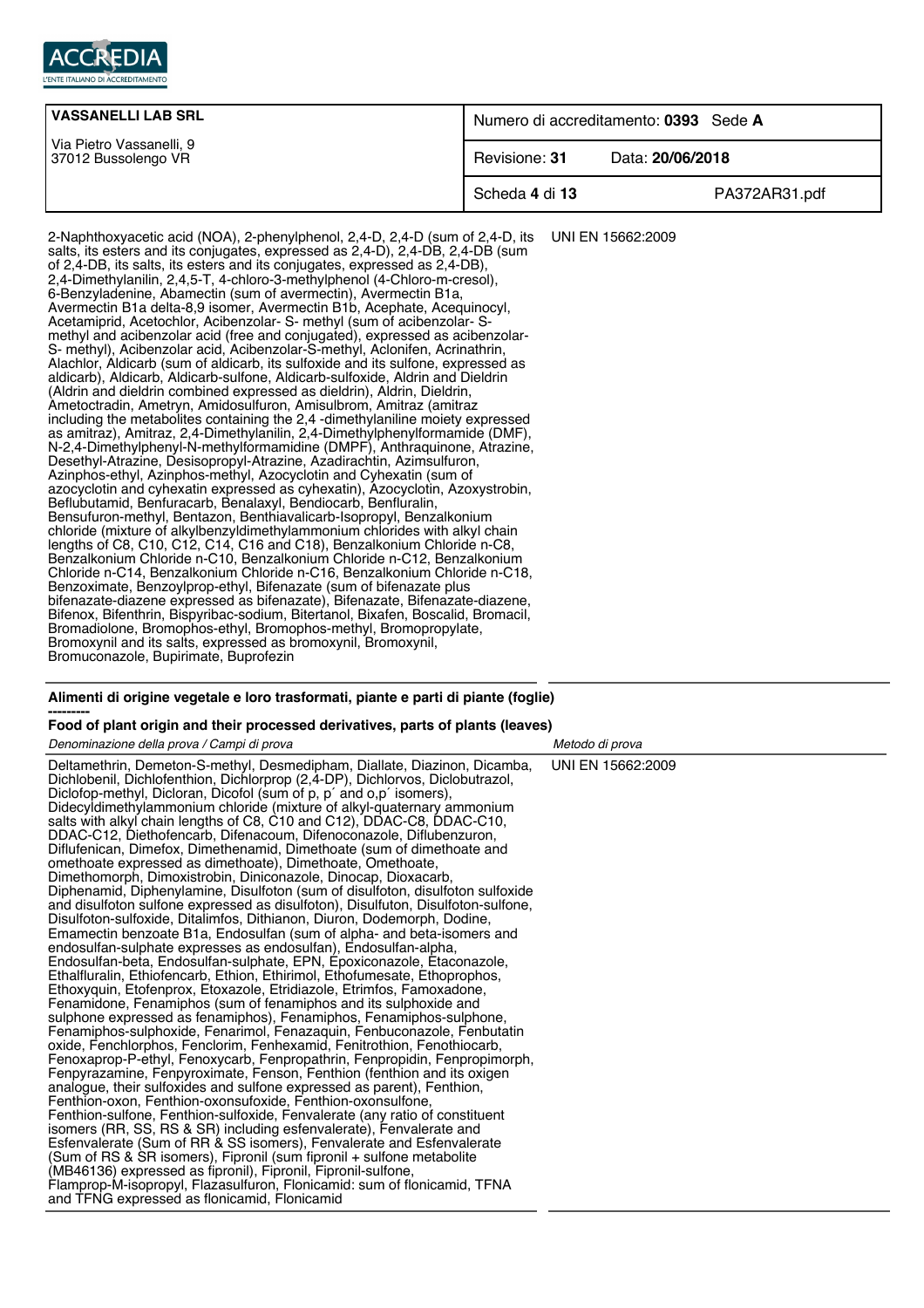| VASSANELLI LAB SRL<br><br>Via Pietro Vassanelli, 9<br>37012 Bussolengo VR | Numero di accreditamento: **0393** Sede **A** |
| --- | --- |
| | Revisione: **31** Data: **20/06/2018** |
| | Scheda **4** di **13** PA372AR31.pdf |

| | |
| --- | --- |
| 2-Naphthoxyacetic acid (NOA), 2-phenylphenol, 2,4-D, 2,4-D (sum of 2,4-D, its salts, its esters and its conjugates, expressed as 2,4-D), 2,4-DB, 2,4-DB (sum of 2,4-DB, its salts, its esters and its conjugates, expressed as 2,4-DB), 2,4-Dimethylanilin, 2,4,5-T, 4-chloro-3-methylphenol (4-Chloro-m-cresol), 6-Benzyladenine, Abamectin (sum of avermectin), Avermectin B1a, Avermectin B1a delta-8,9 isomer, Avermectin B1b, Acephate, Acequinocyl, Acetamiprid, Acetochlor, Acibenzolar- S- methyl (sum of acibenzolar- S-methyl and acibenzolar acid (free and conjugated), expressed as acibenzolar-S- methyl), Acibenzolar acid, Acibenzolar-S-methyl, Aclonifen, Acrinathrin, Alachlor, Aldicarb (sum of aldicarb, its sulfoxide and its sulfone, expressed as aldicarb), Aldicarb, Aldicarb-sulfone, Aldicarb-sulfoxide, Aldrin and Dieldrin (Aldrin and dieldrin combined expressed as dieldrin), Aldrin, Dieldrin, Ametoctradin, Ametryn, Amidosulfuron, Amisulbrom, Amitraz (amitraz including the metabolites containing the 2,4 -dimethylaniline moiety expressed as amitraz), Amitraz, 2,4-Dimethylanilin, 2,4-Dimethylphenylformamide (DMF), N-2,4-Dimethylphenyl-N-methylformamidine (DMPF), Anthraquinone, Atrazine, Desethyl-Atrazine, Desisopropyl-Atrazine, Azadirachtin, Azimsulfuron, Azinphos-ethyl, Azinphos-methyl, Azocyclotin and Cyhexatin (sum of azocyclotin and cyhexatin expressed as cyhexatin), Azocyclotin, Azoxystrobin, Beflubutamid, Benfuracarb, Benalaxyl, Bendiocarb, Benfluralin, Bensufuron-methyl, Bentazon, Benthiavalicarb-Isopropyl, Benzalkonium chloride (mixture of alkylbenzyldimethylammonium chlorides with alkyl chain lengths of C8, C10, C12, C14, C16 and C18), Benzalkonium Chloride n-C8, Benzalkonium Chloride n-C10, Benzalkonium Chloride n-C12, Benzalkonium Chloride n-C14, Benzalkonium Chloride n-C16, Benzalkonium Chloride n-C18, Benzoximate, Benzoylprop-ethyl, Bifenazate (sum of bifenazate plus bifenazate-diazene expressed as bifenazate), Bifenazate, Bifenazate-diazene, Bifenox, Bifenthrin, Bispyribac-sodium, Bitertanol, Bixafen, Boscalid, Bromacil, Bromadiolone, Bromophos-ethyl, Bromophos-methyl, Bromopropylate, Bromoxynil and its salts, expressed as bromoxynil, Bromoxynil, Bromuconazole, Bupirimate, Buprofezin | UNI EN 15662:2009 |

**Alimenti di origine vegetale e loro trasformati, piante e parti di piante (foglie)**

**---------**

**Food of plant origin and their processed derivatives, parts of plants (leaves)**

| *Denominazione della prova / Campi di prova* | *Metodo di prova* |
| --- | --- |
| Deltamethrin, Demeton-S-methyl, Desmedipham, Diallate, Diazinon, Dicamba, Dichlobenil, Dichlofenthion, Dichlorprop (2,4-DP), Dichlorvos, Diclobutrazol, Diclofop-methyl, Dicloran, Dicofol (sum of p, p´ and o,p´ isomers), Didecyldimethylammonium chloride (mixture of alkyl-quaternary ammonium salts with alkyl chain lengths of C8, C10 and C12), DDAC-C8, DDAC-C10, DDAC-C12, Diethofencarb, Difenacoum, Difenoconazole, Diflubenzuron, Diflufenican, Dimefox, Dimethenamid, Dimethoate (sum of dimethoate and omethoate expressed as dimethoate), Dimethoate, Omethoate, Dimethomorph, Dimoxistrobin, Diniconazole, Dinocap, Dioxacarb, Diphenamid, Diphenylamine, Disulfoton (sum of disulfoton, disulfoton sulfoxide and disulfoton sulfone expressed as disulfoton), Disulfuton, Disulfoton-sulfone, Disulfoton-sulfoxide, Ditalimfos, Dithianon, Diuron, Dodemorph, Dodine, Emamectin benzoate B1a, Endosulfan (sum of alpha- and beta-isomers and endosulfan-sulphate expresses as endosulfan), Endosulfan-alpha, Endosulfan-beta, Endosulfan-sulphate, EPN, Epoxiconazole, Etaconazole, Ethalfluralin, Ethiofencarb, Ethion, Ethirimol, Ethofumesate, Ethoprophos, Ethoxyquin, Etofenprox, Etoxazole, Etridiazole, Etrimfos, Famoxadone, Fenamidone, Fenamiphos (sum of fenamiphos and its sulphoxide and sulphone expressed as fenamiphos), Fenamiphos, Fenamiphos-sulphone, Fenamiphos-sulphoxide, Fenarimol, Fenazaquin, Fenbuconazole, Fenbutatin oxide, Fenchlorphos, Fenclorim, Fenhexamid, Fenitrothion, Fenothiocarb, Fenoxaprop-P-ethyl, Fenoxycarb, Fenpropathrin, Fenpropidin, Fenpropimorph, Fenpyrazamine, Fenpyroximate, Fenson, Fenthion (fenthion and its oxigen analogue, their sulfoxides and sulfone expressed as parent), Fenthion, Fenthion-oxon, Fenthion-oxonsufoxide, Fenthion-oxonsulfone, Fenthion-sulfone, Fenthion-sulfoxide, Fenvalerate (any ratio of constituent isomers (RR, SS, RS & SR) including esfenvalerate), Fenvalerate and Esfenvalerate (Sum of RR & SS isomers), Fenvalerate and Esfenvalerate (Sum of RS & SR isomers), Fipronil (sum fipronil + sulfone metabolite (MB46136) expressed as fipronil), Fipronil, Fipronil-sulfone, Flamprop-M-isopropyl, Flazasulfuron, Flonicamid: sum of flonicamid, TFNA and TFNG expressed as flonicamid, Flonicamid | UNI EN 15662:2009 |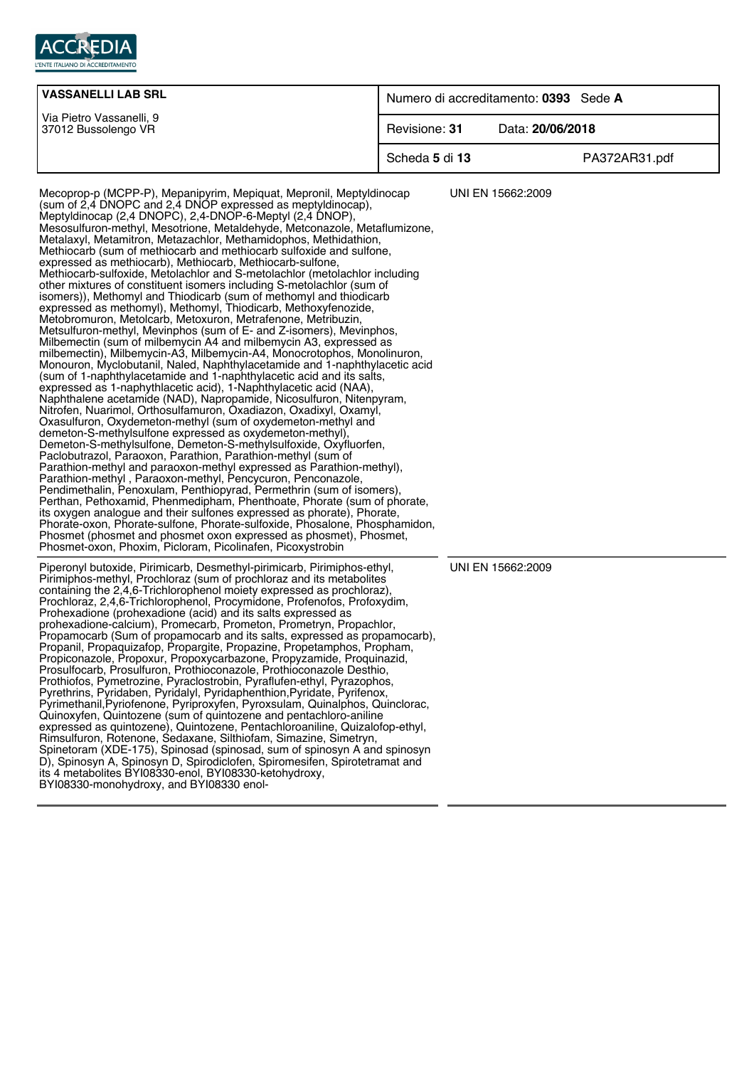| | |
|---|---|
| Mecoprop-p (MCPP-P), Mepanipyrim, Mepiquat, Mepronil, Meptyldinocap (sum of 2,4 DNOPC and 2,4 DNOP expressed as meptyldinocap), Meptyldinocap (2,4 DNOPC), 2,4-DNOP-6-Meptyl (2,4 DNOP), Mesosulfuron-methyl, Mesotrione, Metaldehyde, Metconazole, Metaflumizone, Metalaxyl, Metamitron, Metazachlor, Methamidophos, Methidathion, Methiocarb (sum of methiocarb and methiocarb sulfoxide and sulfone, expressed as methiocarb), Methiocarb, Methiocarb-sulfone, Methiocarb-sulfoxide, Metolachlor and S-metolachlor (metolachlor including other mixtures of constituent isomers including S-metolachlor (sum of isomers)), Methomyl and Thiodicarb (sum of methomyl and thiodicarb expressed as methomyl), Methomyl, Thiodicarb, Methoxyfenozide, Metobromuron, Metolcarb, Metoxuron, Metrafenone, Metribuzin, Metsulfuron-methyl, Mevinphos (sum of E- and Z-isomers), Mevinphos, Milbemectin (sum of milbemycin A4 and milbemycin A3, expressed as milbemectin), Milbemycin-A3, Milbemycin-A4, Monocrotophos, Monolinuron, Monouron, Myclobutanil, Naled, Naphthylacetamide and 1-naphthylacetic acid (sum of 1-naphthylacetamide and 1-naphthylacetic acid and its salts, expressed as 1-naphythlacetic acid), 1-Naphthylacetic acid (NAA), Naphthalene acetamide (NAD), Napropamide, Nicosulfuron, Nitenpyram, Nitrofen, Nuarimol, Orthosulfamuron, Oxadiazon, Oxadixyl, Oxamyl, Oxasulfuron, Oxydemeton-methyl (sum of oxydemeton-methyl and demeton-S-methylsulfone expressed as oxydemeton-methyl), Demeton-S-methylsulfone, Demeton-S-methylsulfoxide, Oxyfluorfen, Paclobutrazol, Paraoxon, Parathion, Parathion-methyl (sum of Parathion-methyl and paraoxon-methyl expressed as Parathion-methyl), Parathion-methyl , Paraoxon-methyl, Pencycuron, Penconazole, Pendimethalin, Penoxulam, Penthiopyrad, Permethrin (sum of isomers), Perthan, Pethoxamid, Phenmedipham, Phenthoate, Phorate (sum of phorate, its oxygen analogue and their sulfones expressed as phorate), Phorate, Phorate-oxon, Phorate-sulfone, Phorate-sulfoxide, Phosalone, Phosphamidon, Phosmet (phosmet and phosmet oxon expressed as phosmet), Phosmet, Phosmet-oxon, Phoxim, Picloram, Picolinafen, Picoxystrobin | UNI EN 15662:2009 |
| Piperonyl butoxide, Pirimicarb, Desmethyl-pirimicarb, Pirimiphos-ethyl, Pirimiphos-methyl, Prochloraz (sum of prochloraz and its metabolites containing the 2,4,6-Trichlorophenol moiety expressed as prochloraz), Prochloraz, 2,4,6-Trichlorophenol, Procymidone, Profenofos, Profoxydim, Prohexadione (prohexadione (acid) and its salts expressed as prohexadione-calcium), Promecarb, Prometon, Prometryn, Propachlor, Propamocarb (Sum of propamocarb and its salts, expressed as propamocarb), Propanil, Propaquizafop, Propargite, Propazine, Propetamphos, Propham, Propiconazole, Propoxur, Propoxycarbazone, Propyzamide, Proquinazid, Prosulfocarb, Prosulfuron, Prothioconazole, Prothioconazole Desthio, Prothiofos, Pymetrozine, Pyraclostrobin, Pyraflufen-ethyl, Pyrazophos, Pyrethrins, Pyridaben, Pyridalyl, Pyridaphenthion,Pyridate, Pyrifenox, Pyrimethanil,Pyriofenone, Pyriproxyfen, Pyroxsulam, Quinalphos, Quinclorac, Quinoxyfen, Quintozene (sum of quintozene and pentachloro-aniline expressed as quintozene), Quintozene, Pentachloroaniline, Quizalofop-ethyl, Rimsulfuron, Rotenone, Sedaxane, Silthiofam, Simazine, Simetryn, Spinetoram (XDE-175), Spinosad (spinosad, sum of spinosyn A and spinosyn D), Spinosyn A, Spinosyn D, Spirodiclofen, Spiromesifen, Spirotetramat and its 4 metabolites BYI08330-enol, BYI08330-ketohydroxy, BYI08330-monohydroxy, and BYI08330 enol- | UNI EN 15662:2009 |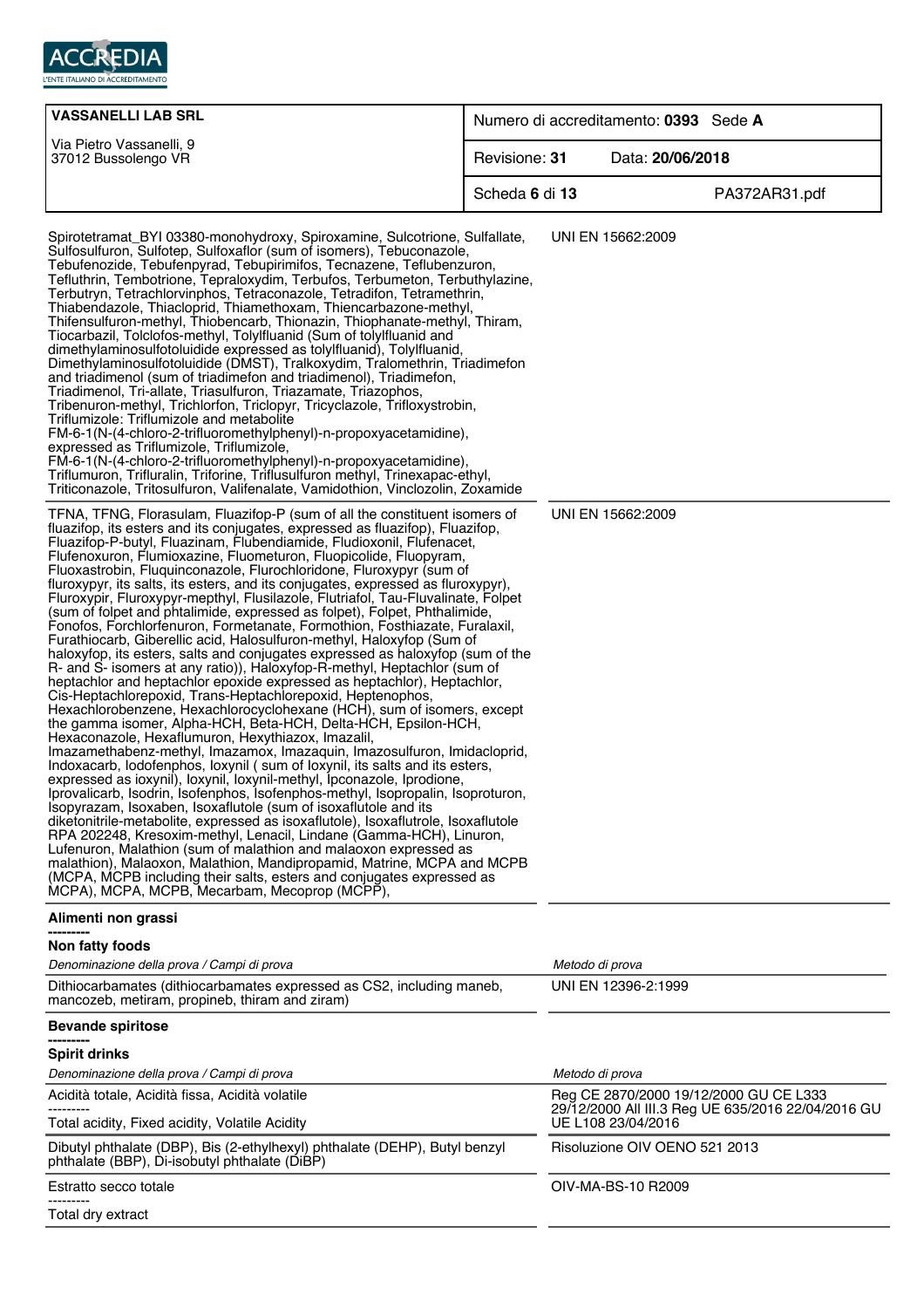| VASSANELLI LAB SRL<br>Via Pietro Vassanelli, 9<br>37012 Bussolengo VR | Numero di accreditamento: **0393** Sede **A** |
|---|---|
| | Revisione: **31** Data: **20/06/2018** |
| | Scheda **6** di **13** PA372AR31.pdf |

| | |
|---|---|
| Spirotetramat_BYI 03380-monohydroxy, Spiroxamine, Sulcotrione, Sulfallate, Sulfosulfuron, Sulfotep, Sulfoxaflor (sum of isomers), Tebuconazole, Tebufenozide, Tebufenpyrad, Tebupirimifos, Tecnazene, Teflubenzuron, Tefluthrin, Tembotrione, Tepraloxydim, Terbufos, Terbumeton, Terbuthylazine, Terbutryn, Tetrachlorvinphos, Tetraconazole, Tetradifon, Tetramethrin, Thiabendazole, Thiacloprid, Thiamethoxam, Thiencarbazone-methyl, Thifensulfuron-methyl, Thiobencarb, Thionazin, Thiophanate-methyl, Thiram, Tiocarbazil, Tolclofos-methyl, Tolylfluanid (Sum of tolylfluanid and dimethylaminosulfotoluidide expressed as tolylfluanid), Tolylfluanid, Dimethylaminosulfotoluidide (DMST), Tralkoxydim, Tralomethrin, Triadimefon and triadimenol (sum of triadimefon and triadimenol), Triadimefon, Triadimenol, Tri-allate, Triasulfuron, Triazamate, Triazophos, Tribenuron-methyl, Trichlorfon, Triclopyr, Tricyclazole, Trifloxystrobin, Triflumizole: Triflumizole and metabolite FM-6-1(N-(4-chloro-2-trifluoromethylphenyl)-n-propoxyacetamidine), expressed as Triflumizole, Triflumizole, FM-6-1(N-(4-chloro-2-trifluoromethylphenyl)-n-propoxyacetamidine), Triflumuron, Trifluralin, Triforine, Triflusulfuron methyl, Trinexapac-ethyl, Triticonazole, Tritosulfuron, Valifenalate, Vamidothion, Vinclozolin, Zoxamide | UNI EN 15662:2009 |
| TFNA, TFNG, Florasulam, Fluazifop-P (sum of all the constituent isomers of fluazifop, its esters and its conjugates, expressed as fluazifop), Fluazifop, Fluazifop-P-butyl, Fluazinam, Flubendiamide, Fludioxonil, Flufenacet, Flufenoxuron, Flumioxazine, Fluometuron, Fluopicolide, Fluopyram, Fluoxastrobin, Fluquinconazole, Flurochloridone, Fluroxypyr (sum of fluroxypyr, its salts, its esters, and its conjugates, expressed as fluroxypyr), Fluroxypir, Fluroxypyr-mepthyl, Flusilazole, Flutriafol, Tau-Fluvalinate, Folpet (sum of folpet and phtalimide, expressed as folpet), Folpet, Phthalimide, Fonofos, Forchlorfenuron, Formetanate, Formothion, Fosthiazate, Furalaxil, Furathiocarb, Giberellic acid, Halosulfuron-methyl, Haloxyfop (Sum of haloxyfop, its esters, salts and conjugates expressed as haloxyfop (sum of the R- and S- isomers at any ratio)), Haloxyfop-R-methyl, Heptachlor (sum of heptachlor and heptachlor epoxide expressed as heptachlor), Heptachlor, Cis-Heptachlorepoxid, Trans-Heptachlorepoxid, Heptenophos, Hexachlorobenzene, Hexachlorocyclohexane (HCH), sum of isomers, except the gamma isomer, Alpha-HCH, Beta-HCH, Delta-HCH, Epsilon-HCH, Hexaconazole, Hexaflumuron, Hexythiazox, Imazalil, Imazamethabenz-methyl, Imazamox, Imazaquin, Imazosulfuron, Imidacloprid, Indoxacarb, Iodofenphos, Ioxynil ( sum of Ioxynil, its salts and its esters, expressed as ioxynil), Ioxynil, Ioxynil-methyl, Ipconazole, Iprodione, Iprovalicarb, Isodrin, Isofenphos, Isofenphos-methyl, Isopropalin, Isoproturon, Isopyrazam, Isoxaben, Isoxaflutole (sum of isoxaflutole and its diketonitrile-metabolite, expressed as isoxaflutole), Isoxaflutrole, Isoxaflutole RPA 202248, Kresoxim-methyl, Lenacil, Lindane (Gamma-HCH), Linuron, Lufenuron, Malathion (sum of malathion and malaoxon expressed as malathion), Malaoxon, Malathion, Mandipropamid, Matrine, MCPA and MCPB (MCPA, MCPB including their salts, esters and conjugates expressed as MCPA), MCPA, MCPB, Mecarbam, Mecoprop (MCPP), | UNI EN 15662:2009 |

**Alimenti non grassi**
---------
**Non fatty foods**

| *Denominazione della prova / Campi di prova* | *Metodo di prova* |
|---|---|
| Dithiocarbamates (dithiocarbamates expressed as CS2, including maneb, mancozeb, metiram, propineb, thiram and ziram) | UNI EN 12396-2:1999 |

**Bevande spiritose**
---------
**Spirit drinks**

| *Denominazione della prova / Campi di prova* | *Metodo di prova* |
|---|---|
| Acidità totale, Acidità fissa, Acidità volatile<br>---------<br>Total acidity, Fixed acidity, Volatile Acidity | Reg CE 2870/2000 19/12/2000 GU CE L333 29/12/2000 All III.3 Reg UE 635/2016 22/04/2016 GU UE L108 23/04/2016 |
| Dibutyl phthalate (DBP), Bis (2-ethylhexyl) phthalate (DEHP), Butyl benzyl phthalate (BBP), Di-isobutyl phthalate (DiBP) | Risoluzione OIV OENO 521 2013 |
| Estratto secco totale<br>---------<br>Total dry extract | OIV-MA-BS-10 R2009 |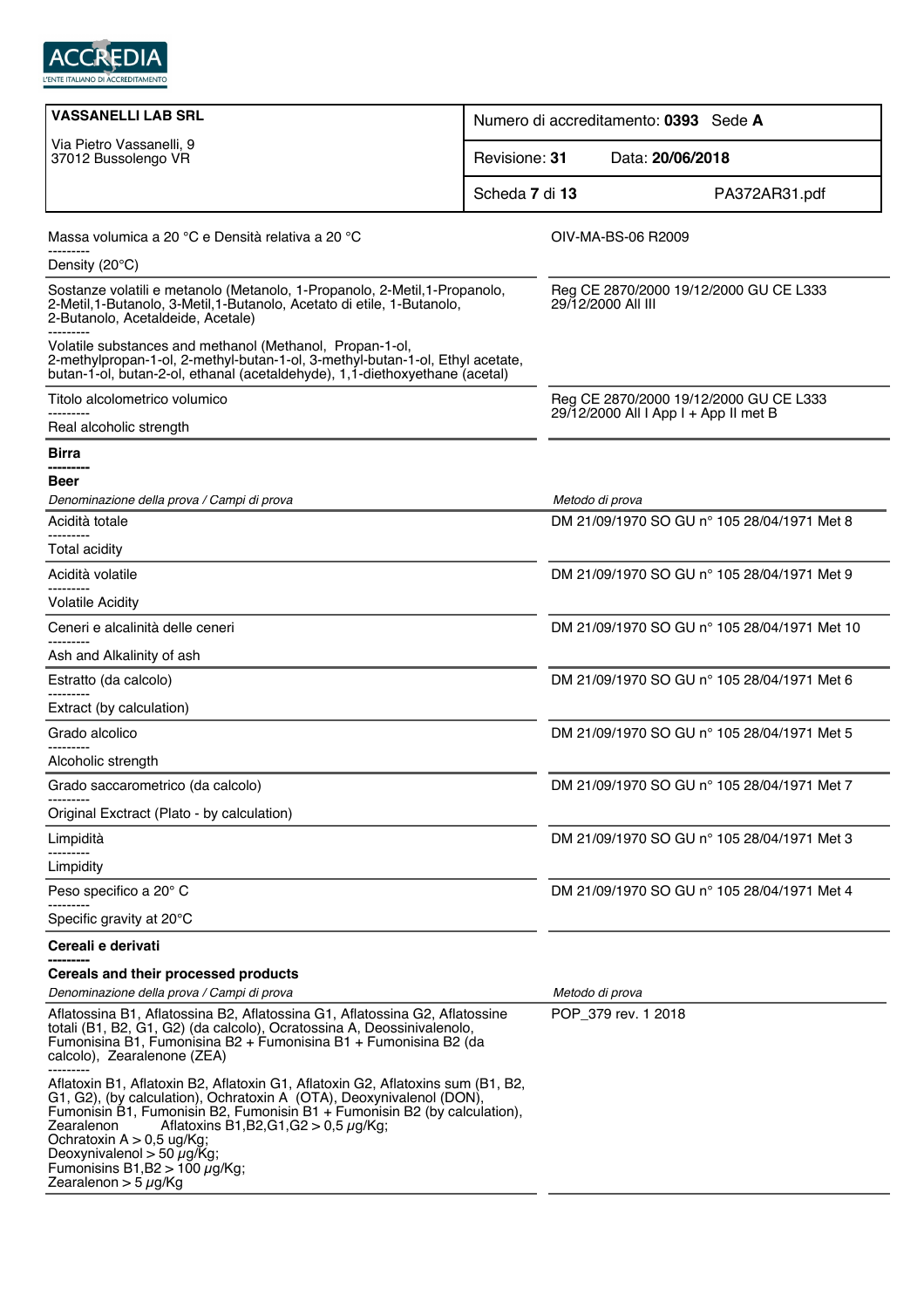| VASSANELLI LAB SRL | Numero di accreditamento: **0393** Sede **A** |
|---|---|
| Via Pietro Vassanelli, 9<br>37012 Bussolengo VR | Revisione: **31** Data: **20/06/2018** |
| | Scheda **7** di **13** PA372AR31.pdf |

| | |
|---|---|
| Massa volumica a 20 °C e Densità relativa a 20 °C<br>---------<br>Density (20°C) | OIV-MA-BS-06 R2009 |
| Sostanze volatili e metanolo (Metanolo, 1-Propanolo, 2-Metil,1-Propanolo, 2-Metil,1-Butanolo, 3-Metil,1-Butanolo, Acetato di etile, 1-Butanolo, 2-Butanolo, Acetaldeide, Acetale)<br>---------<br>Volatile substances and methanol (Methanol, Propan-1-ol, 2-methylpropan-1-ol, 2-methyl-butan-1-ol, 3-methyl-butan-1-ol, Ethyl acetate, butan-1-ol, butan-2-ol, ethanal (acetaldehyde), 1,1-diethoxyethane (acetal) | Reg CE 2870/2000 19/12/2000 GU CE L333 29/12/2000 All III |
| Titolo alcolometrico volumico<br>---------<br>Real alcoholic strength | Reg CE 2870/2000 19/12/2000 GU CE L333 29/12/2000 All I App I + App II met B |

**Birra**
**---------**
**Beer**

| *Denominazione della prova / Campi di prova* | *Metodo di prova* |
|---|---|
| Acidità totale<br>---------<br>Total acidity | DM 21/09/1970 SO GU n° 105 28/04/1971 Met 8 |
| Acidità volatile<br>---------<br>Volatile Acidity | DM 21/09/1970 SO GU n° 105 28/04/1971 Met 9 |
| Ceneri e alcalinità delle ceneri<br>---------<br>Ash and Alkalinity of ash | DM 21/09/1970 SO GU n° 105 28/04/1971 Met 10 |
| Estratto (da calcolo)<br>---------<br>Extract (by calculation) | DM 21/09/1970 SO GU n° 105 28/04/1971 Met 6 |
| Grado alcolico<br>---------<br>Alcoholic strength | DM 21/09/1970 SO GU n° 105 28/04/1971 Met 5 |
| Grado saccarometrico (da calcolo)<br>---------<br>Original Exctract (Plato - by calculation) | DM 21/09/1970 SO GU n° 105 28/04/1971 Met 7 |
| Limpidità<br>---------<br>Limpidity | DM 21/09/1970 SO GU n° 105 28/04/1971 Met 3 |
| Peso specifico a 20° C<br>---------<br>Specific gravity at 20°C | DM 21/09/1970 SO GU n° 105 28/04/1971 Met 4 |

**Cereali e derivati**
**---------**
**Cereals and their processed products**

| *Denominazione della prova / Campi di prova* | *Metodo di prova* |
|---|---|
| Aflatossina B1, Aflatossina B2, Aflatossina G1, Aflatossina G2, Aflatossine totali (B1, B2, G1, G2) (da calcolo), Ocratossina A, Deossinivalenolo, Fumonisina B1, Fumonisina B2 + Fumonisina B1 + Fumonisina B2 (da calcolo), Zearalenone (ZEA)<br>---------<br>Aflatoxin B1, Aflatoxin B2, Aflatoxin G1, Aflatoxin G2, Aflatoxins sum (B1, B2, G1, G2), (by calculation), Ochratoxin A (OTA), Deoxynivalenol (DON), Fumonisin B1, Fumonisin B2, Fumonisin B1 + Fumonisin B2 (by calculation), Zearalenon Aflatoxins B1,B2,G1,G2 > 0,5 µg/Kg;<br>Ochratoxin A > 0,5 ug/Kg;<br>Deoxynivalenol > 50 µg/Kg;<br>Fumonisins B1,B2 > 100 µg/Kg;<br>Zearalenon > 5 µg/Kg | POP_379 rev. 1 2018 |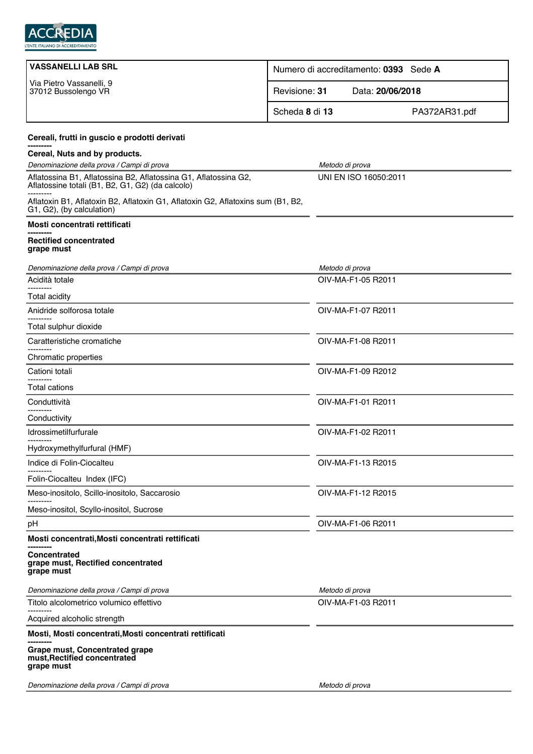| VASSANELLI LAB SRL | Numero di accreditamento: **0393** Sede **A** |
| --- | --- |
| Via Pietro Vassanelli, 9<br>37012 Bussolengo VR | Revisione: **31** Data: **20/06/2018** |
| | Scheda **8** di **13** PA372AR31.pdf |

**Cereali, frutti in guscio e prodotti derivati**
**---------**
**Cereal, Nuts and by products.**

| *Denominazione della prova / Campi di prova* | *Metodo di prova* |
| --- | --- |
| Aflatossina B1, Aflatossina B2, Aflatossina G1, Aflatossina G2, Aflatossine totali (B1, B2, G1, G2) (da calcolo)<br>---------<br>Aflatoxin B1, Aflatoxin B2, Aflatoxin G1, Aflatoxin G2, Aflatoxins sum (B1, B2, G1, G2), (by calculation) | UNI EN ISO 16050:2011 |

**Mosti concentrati rettificati**
**---------**
**Rectified concentrated grape must**

| *Denominazione della prova / Campi di prova* | *Metodo di prova* |
| --- | --- |
| Acidità totale<br>---------<br>Total acidity | OIV-MA-F1-05 R2011 |
| Anidride solforosa totale<br>---------<br>Total sulphur dioxide | OIV-MA-F1-07 R2011 |
| Caratteristiche cromatiche<br>---------<br>Chromatic properties | OIV-MA-F1-08 R2011 |
| Cationi totali<br>---------<br>Total cations | OIV-MA-F1-09 R2012 |
| Conduttività<br>---------<br>Conductivity | OIV-MA-F1-01 R2011 |
| Idrossimetilfurfurale<br>---------<br>Hydroxymethylfurfural (HMF) | OIV-MA-F1-02 R2011 |
| Indice di Folin-Ciocalteu<br>---------<br>Folin-Ciocalteu Index (IFC) | OIV-MA-F1-13 R2015 |
| Meso-inositolo, Scillo-inositolo, Saccarosio<br>---------<br>Meso-inositol, Scyllo-inositol, Sucrose | OIV-MA-F1-12 R2015 |
| pH | OIV-MA-F1-06 R2011 |

**Mosti concentrati,Mosti concentrati rettificati**
**---------**
**Concentrated grape must, Rectified concentrated grape must**

| *Denominazione della prova / Campi di prova* | *Metodo di prova* |
| --- | --- |
| Titolo alcolometrico volumico effettivo<br>---------<br>Acquired alcoholic strength | OIV-MA-F1-03 R2011 |

**Mosti, Mosti concentrati,Mosti concentrati rettificati**
**---------**
**Grape must, Concentrated grape must,Rectified concentrated grape must**

| *Denominazione della prova / Campi di prova* | *Metodo di prova* |
| --- | --- |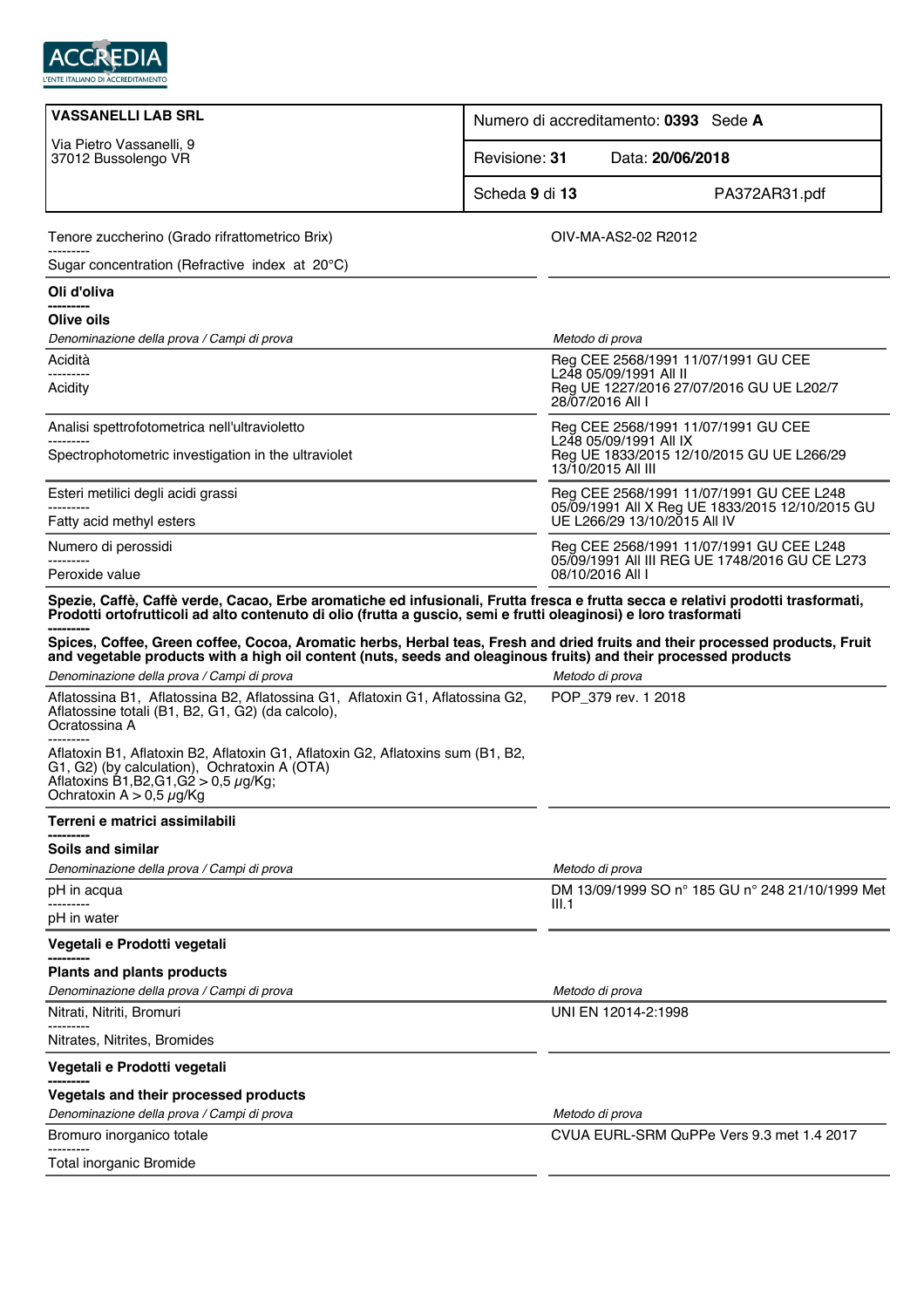| VASSANELLI LAB SRL<br>Via Pietro Vassanelli, 9<br>37012 Bussolengo VR | Numero di accreditamento: **0393** Sede **A** |
| --- | --- |
| | Revisione: **31** Data: **20/06/2018** |
| | Scheda **9** di **13** PA372AR31.pdf |

| | |
| --- | --- |
| Tenore zuccherino (Grado rifrattometrico Brix)<br>---------<br>Sugar concentration (Refractive index at 20°C) | OIV-MA-AS2-02 R2012 |

**Oli d'oliva**
**---------**
**Olive oils**

| *Denominazione della prova / Campi di prova* | *Metodo di prova* |
| --- | --- |
| Acidità<br>---------<br>Acidity | Reg CEE 2568/1991 11/07/1991 GU CEE L248 05/09/1991 All II<br>Reg UE 1227/2016 27/07/2016 GU UE L202/7 28/07/2016 All I |
| Analisi spettrofotometrica nell'ultravioletto<br>---------<br>Spectrophotometric investigation in the ultraviolet | Reg CEE 2568/1991 11/07/1991 GU CEE L248 05/09/1991 All IX<br>Reg UE 1833/2015 12/10/2015 GU UE L266/29 13/10/2015 All III |
| Esteri metilici degli acidi grassi<br>---------<br>Fatty acid methyl esters | Reg CEE 2568/1991 11/07/1991 GU CEE L248 05/09/1991 All X Reg UE 1833/2015 12/10/2015 GU UE L266/29 13/10/2015 All IV |
| Numero di perossidi<br>---------<br>Peroxide value | Reg CEE 2568/1991 11/07/1991 GU CEE L248 05/09/1991 All III REG UE 1748/2016 GU CE L273 08/10/2016 All I |

**Spezie, Caffè, Caffè verde, Cacao, Erbe aromatiche ed infusionali, Frutta fresca e frutta secca e relativi prodotti trasformati, Prodotti ortofrutticoli ad alto contenuto di olio (frutta a guscio, semi e frutti oleaginosi) e loro trasformati**
**---------**
**Spices, Coffee, Green coffee, Cocoa, Aromatic herbs, Herbal teas, Fresh and dried fruits and their processed products, Fruit and vegetable products with a high oil content (nuts, seeds and oleaginous fruits) and their processed products**

| *Denominazione della prova / Campi di prova* | *Metodo di prova* |
| --- | --- |
| Aflatossina B1, Aflatossina B2, Aflatossina G1, Aflatoxin G1, Aflatossina G2, Aflatossine totali (B1, B2, G1, G2) (da calcolo), Ocratossina A<br>---------<br>Aflatoxin B1, Aflatoxin B2, Aflatoxin G1, Aflatoxin G2, Aflatoxins sum (B1, B2, G1, G2) (by calculation), Ochratoxin A (OTA)<br>Aflatoxins B1,B2,G1,G2 > 0,5 µg/Kg;<br>Ochratoxin A > 0,5 µg/Kg | POP_379 rev. 1 2018 |

**Terreni e matrici assimilabili**
**---------**
**Soils and similar**

| *Denominazione della prova / Campi di prova* | *Metodo di prova* |
| --- | --- |
| pH in acqua<br>---------<br>pH in water | DM 13/09/1999 SO n° 185 GU n° 248 21/10/1999 Met III.1 |

**Vegetali e Prodotti vegetali**
**---------**
**Plants and plants products**

| *Denominazione della prova / Campi di prova* | *Metodo di prova* |
| --- | --- |
| Nitrati, Nitriti, Bromuri<br>---------<br>Nitrates, Nitrites, Bromides | UNI EN 12014-2:1998 |

**Vegetali e Prodotti vegetali**
**---------**
**Vegetals and their processed products**

| *Denominazione della prova / Campi di prova* | *Metodo di prova* |
| --- | --- |
| Bromuro inorganico totale<br>---------<br>Total inorganic Bromide | CVUA EURL-SRM QuPPe Vers 9.3 met 1.4 2017 |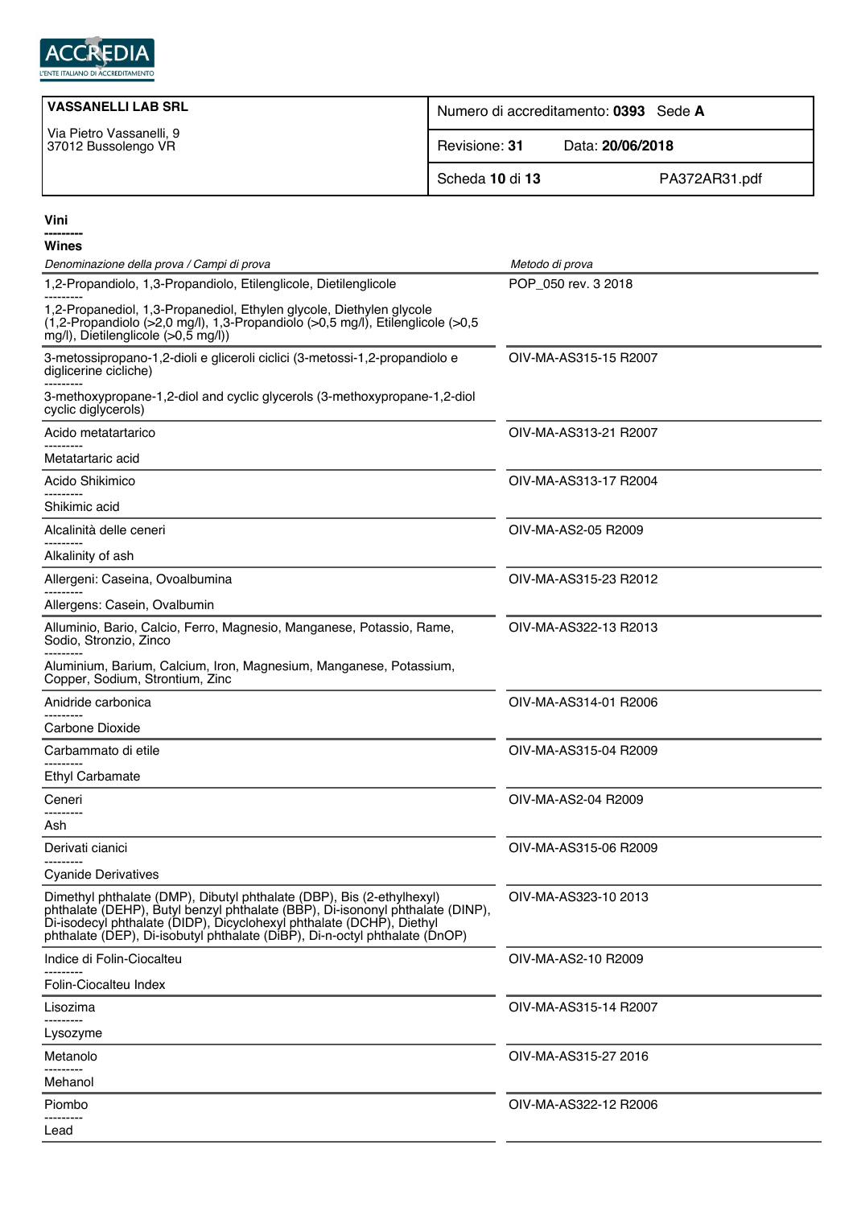ACCREDIA
L'ENTE ITALIANO DI ACCREDITAMENTO

| **VASSANELLI LAB SRL**<br>Via Pietro Vassanelli, 9<br>37012 Bussolengo VR | Numero di accreditamento: **0393** Sede **A** |
|---|---|
| | Revisione: **31** Data: **20/06/2018** |
| | Scheda **10** di **13** PA372AR31.pdf |

**Vini**
**---------**
**Wines**

| *Denominazione della prova / Campi di prova* | *Metodo di prova* |
|---|---|
| 1,2-Propandiolo, 1,3-Propandiolo, Etilenglicole, Dietilenglicole<br>---------<br>1,2-Propanediol, 1,3-Propanediol, Ethylen glycole, Diethylen glycole (1,2-Propandiolo (>2,0 mg/l), 1,3-Propandiolo (>0,5 mg/l), Etilenglicole (>0,5 mg/l), Dietilenglicole (>0,5 mg/l)) | POP_050 rev. 3 2018 |
| 3-metossipropano-1,2-dioli e gliceroli ciclici (3-metossi-1,2-propandiolo e diglicerine cicliche)<br>---------<br>3-methoxypropane-1,2-diol and cyclic glycerols (3-methoxypropane-1,2-diol cyclic diglycerols) | OIV-MA-AS315-15 R2007 |
| Acido metatartarico<br>---------<br>Metatartaric acid | OIV-MA-AS313-21 R2007 |
| Acido Shikimico<br>---------<br>Shikimic acid | OIV-MA-AS313-17 R2004 |
| Alcalinità delle ceneri<br>---------<br>Alkalinity of ash | OIV-MA-AS2-05 R2009 |
| Allergeni: Caseina, Ovoalbumina<br>---------<br>Allergens: Casein, Ovalbumin | OIV-MA-AS315-23 R2012 |
| Alluminio, Bario, Calcio, Ferro, Magnesio, Manganese, Potassio, Rame, Sodio, Stronzio, Zinco<br>---------<br>Aluminium, Barium, Calcium, Iron, Magnesium, Manganese, Potassium, Copper, Sodium, Strontium, Zinc | OIV-MA-AS322-13 R2013 |
| Anidride carbonica<br>---------<br>Carbone Dioxide | OIV-MA-AS314-01 R2006 |
| Carbammato di etile<br>---------<br>Ethyl Carbamate | OIV-MA-AS315-04 R2009 |
| Ceneri<br>---------<br>Ash | OIV-MA-AS2-04 R2009 |
| Derivati cianici<br>---------<br>Cyanide Derivatives | OIV-MA-AS315-06 R2009 |
| Dimethyl phthalate (DMP), Dibutyl phthalate (DBP), Bis (2-ethylhexyl) phthalate (DEHP), Butyl benzyl phthalate (BBP), Di-isononyl phthalate (DINP), Di-isodecyl phthalate (DIDP), Dicyclohexyl phthalate (DCHP), Diethyl phthalate (DEP), Di-isobutyl phthalate (DiBP), Di-n-octyl phthalate (DnOP) | OIV-MA-AS323-10 2013 |
| Indice di Folin-Ciocalteu<br>---------<br>Folin-Ciocalteu Index | OIV-MA-AS2-10 R2009 |
| Lisozima<br>---------<br>Lysozyme | OIV-MA-AS315-14 R2007 |
| Metanolo<br>---------<br>Mehanol | OIV-MA-AS315-27 2016 |
| Piombo<br>---------<br>Lead | OIV-MA-AS322-12 R2006 |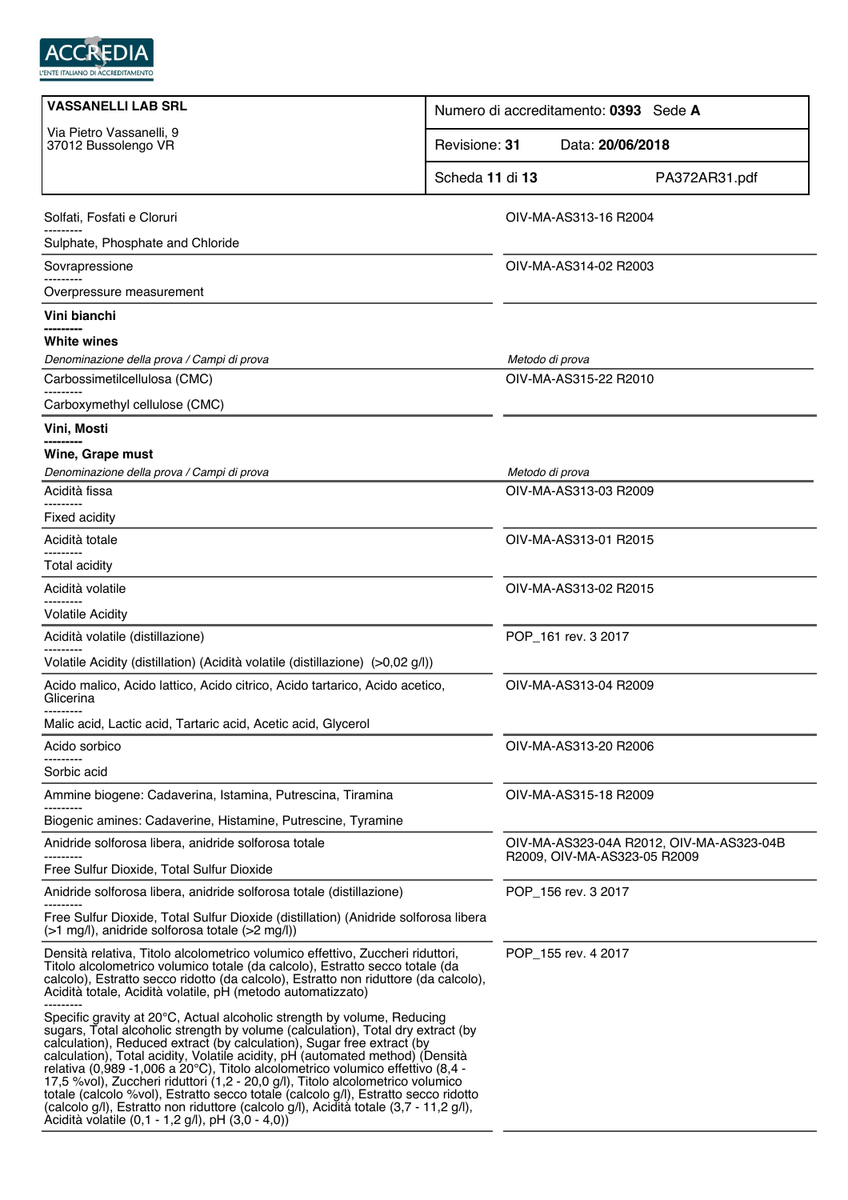ACCREDIA
L'ENTE ITALIANO DI ACCREDITAMENTO

| **VASSANELLI LAB SRL**<br><br>Via Pietro Vassanelli, 9<br>37012 Bussolengo VR | Numero di accreditamento: **0393** Sede **A** |
|---|---|
| | Revisione: **31** Data: **20/06/2018** |
| | Scheda **11** di **13** PA372AR31.pdf |

| | |
|---|---|
| Solfati, Fosfati e Cloruri<br>---------<br>Sulphate, Phosphate and Chloride | OIV-MA-AS313-16 R2004 |
| Sovrapressione<br>---------<br>Overpressure measurement | OIV-MA-AS314-02 R2003 |

**Vini bianchi**
---------
**White wines**

| *Denominazione della prova / Campi di prova* | *Metodo di prova* |
|---|---|
| Carbossimetilcellulosa (CMC)<br>---------<br>Carboxymethyl cellulose (CMC) | OIV-MA-AS315-22 R2010 |

**Vini, Mosti**
---------
**Wine, Grape must**

| *Denominazione della prova / Campi di prova* | *Metodo di prova* |
|---|---|
| Acidità fissa<br>---------<br>Fixed acidity | OIV-MA-AS313-03 R2009 |
| Acidità totale<br>---------<br>Total acidity | OIV-MA-AS313-01 R2015 |
| Acidità volatile<br>---------<br>Volatile Acidity | OIV-MA-AS313-02 R2015 |
| Acidità volatile (distillazione)<br>---------<br>Volatile Acidity (distillation) (Acidità volatile (distillazione) (>0,02 g/l)) | POP_161 rev. 3 2017 |
| Acido malico, Acido lattico, Acido citrico, Acido tartarico, Acido acetico, Glicerina<br>---------<br>Malic acid, Lactic acid, Tartaric acid, Acetic acid, Glycerol | OIV-MA-AS313-04 R2009 |
| Acido sorbico<br>---------<br>Sorbic acid | OIV-MA-AS313-20 R2006 |
| Ammine biogene: Cadaverina, Istamina, Putrescina, Tiramina<br>---------<br>Biogenic amines: Cadaverine, Histamine, Putrescine, Tyramine | OIV-MA-AS315-18 R2009 |
| Anidride solforosa libera, anidride solforosa totale<br>---------<br>Free Sulfur Dioxide, Total Sulfur Dioxide | OIV-MA-AS323-04A R2012, OIV-MA-AS323-04B R2009, OIV-MA-AS323-05 R2009 |
| Anidride solforosa libera, anidride solforosa totale (distillazione)<br>---------<br>Free Sulfur Dioxide, Total Sulfur Dioxide (distillation) (Anidride solforosa libera (>1 mg/l), anidride solforosa totale (>2 mg/l)) | POP_156 rev. 3 2017 |
| Densità relativa, Titolo alcolometrico volumico effettivo, Zuccheri riduttori, Titolo alcolometrico volumico totale (da calcolo), Estratto secco totale (da calcolo), Estratto secco ridotto (da calcolo), Estratto non riduttore (da calcolo), Acidità totale, Acidità volatile, pH (metodo automatizzato)<br>---------<br>Specific gravity at 20°C, Actual alcoholic strength by volume, Reducing sugars, Total alcoholic strength by volume (calculation), Total dry extract (by calculation), Reduced extract (by calculation), Sugar free extract (by calculation), Total acidity, Volatile acidity, pH (automated method) (Densità relativa (0,989 -1,006 a 20°C), Titolo alcolometrico volumico effettivo (8,4 - 17,5 %vol), Zuccheri riduttori (1,2 - 20,0 g/l), Titolo alcolometrico volumico totale (calcolo %vol), Estratto secco totale (calcolo g/l), Estratto secco ridotto (calcolo g/l), Estratto non riduttore (calcolo g/l), Acidità totale (3,7 - 11,2 g/l), Acidità volatile (0,1 - 1,2 g/l), pH (3,0 - 4,0)) | POP_155 rev. 4 2017 |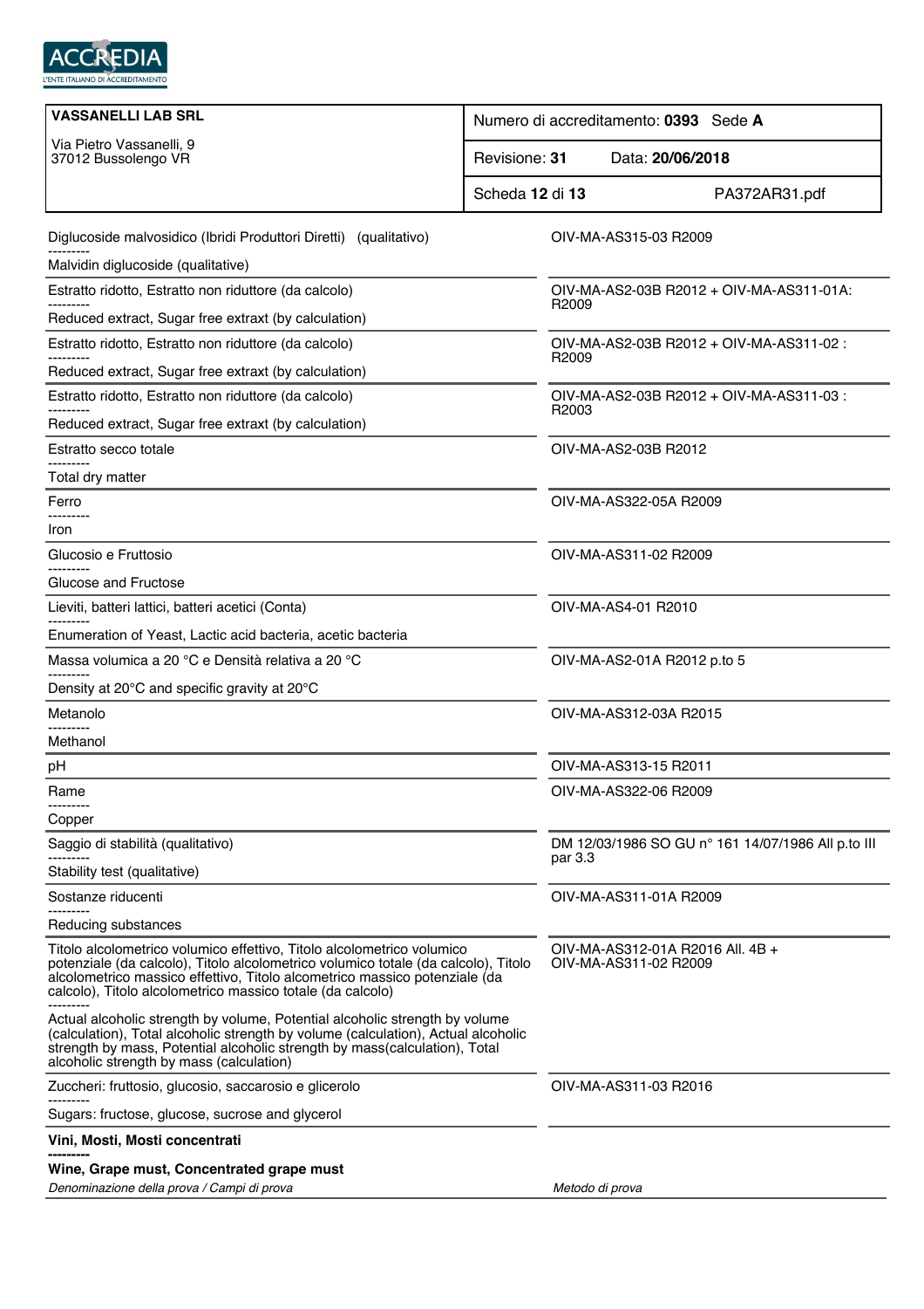| VASSANELLI LAB SRL<br>Via Pietro Vassanelli, 9<br>37012 Bussolengo VR | Numero di accreditamento: **0393** Sede **A** |
|---|---|
| | Revisione: **31** Data: **20/06/2018** |
| | Scheda **12** di **13** PA372AR31.pdf |

| Denominazione della prova / Campi di prova | Metodo di prova |
|---|---|
| Diglucoside malvosidico (Ibridi Produttori Diretti) (qualitativo)<br>---------<br>Malvidin diglucoside (qualitative) | OIV-MA-AS315-03 R2009 |
| Estratto ridotto, Estratto non riduttore (da calcolo)<br>---------<br>Reduced extract, Sugar free extraxt (by calculation) | OIV-MA-AS2-03B R2012 + OIV-MA-AS311-01A: R2009 |
| Estratto ridotto, Estratto non riduttore (da calcolo)<br>---------<br>Reduced extract, Sugar free extraxt (by calculation) | OIV-MA-AS2-03B R2012 + OIV-MA-AS311-02 : R2009 |
| Estratto ridotto, Estratto non riduttore (da calcolo)<br>---------<br>Reduced extract, Sugar free extraxt (by calculation) | OIV-MA-AS2-03B R2012 + OIV-MA-AS311-03 : R2003 |
| Estratto secco totale<br>---------<br>Total dry matter | OIV-MA-AS2-03B R2012 |
| Ferro<br>---------<br>Iron | OIV-MA-AS322-05A R2009 |
| Glucosio e Fruttosio<br>---------<br>Glucose and Fructose | OIV-MA-AS311-02 R2009 |
| Lieviti, batteri lattici, batteri acetici (Conta)<br>---------<br>Enumeration of Yeast, Lactic acid bacteria, acetic bacteria | OIV-MA-AS4-01 R2010 |
| Massa volumica a 20 °C e Densità relativa a 20 °C<br>---------<br>Density at 20°C and specific gravity at 20°C | OIV-MA-AS2-01A R2012 p.to 5 |
| Metanolo<br>---------<br>Methanol | OIV-MA-AS312-03A R2015 |
| pH | OIV-MA-AS313-15 R2011 |
| Rame<br>---------<br>Copper | OIV-MA-AS322-06 R2009 |
| Saggio di stabilità (qualitativo)<br>---------<br>Stability test (qualitative) | DM 12/03/1986 SO GU n° 161 14/07/1986 All p.to III par 3.3 |
| Sostanze riducenti<br>---------<br>Reducing substances | OIV-MA-AS311-01A R2009 |
| Titolo alcolometrico volumico effettivo, Titolo alcolometrico volumico potenziale (da calcolo), Titolo alcolometrico volumico totale (da calcolo), Titolo alcolometrico massico effettivo, Titolo alcometrico massico potenziale (da calcolo), Titolo alcolometrico massico totale (da calcolo)<br>---------<br>Actual alcoholic strength by volume, Potential alcoholic strength by volume (calculation), Total alcoholic strength by volume (calculation), Actual alcoholic strength by mass, Potential alcoholic strength by mass(calculation), Total alcoholic strength by mass (calculation) | OIV-MA-AS312-01A R2016 All. 4B + OIV-MA-AS311-02 R2009 |
| Zuccheri: fruttosio, glucosio, saccarosio e glicerolo<br>---------<br>Sugars: fructose, glucose, sucrose and glycerol | OIV-MA-AS311-03 R2016 |
| **Vini, Mosti, Mosti concentrati**<br>**---------**<br>**Wine, Grape must, Concentrated grape must** | |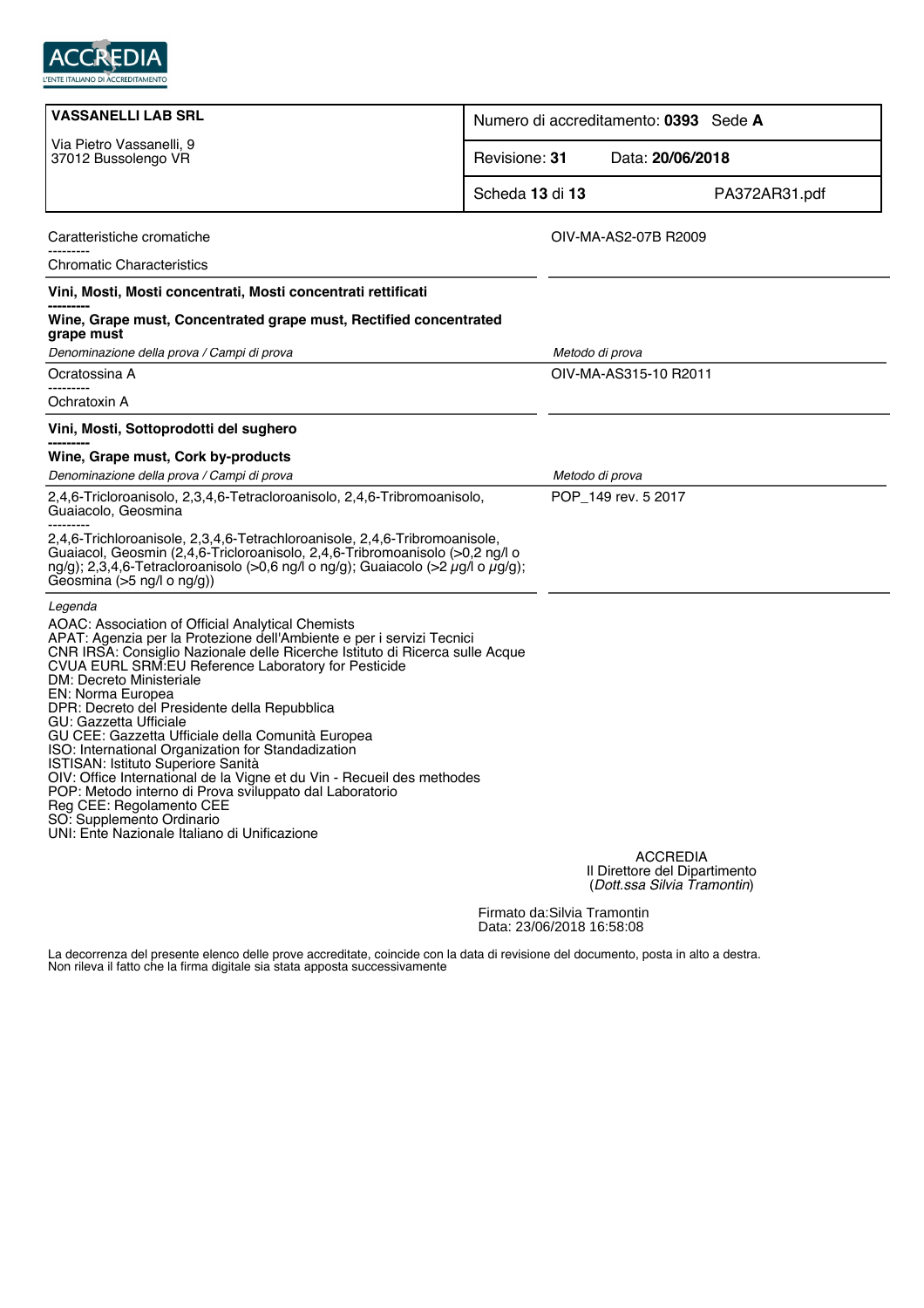| VASSANELLI LAB SRL<br><br>Via Pietro Vassanelli, 9<br>37012 Bussolengo VR | Numero di accreditamento: **0393** Sede **A** |
|---|---|
| | Revisione: **31** Data: **20/06/2018** |
| | Scheda **13** di **13** PA372AR31.pdf |

| | |
|---|---|
| Caratteristiche cromatiche<br>---------<br>Chromatic Characteristics | OIV-MA-AS2-07B R2009 |

**Vini, Mosti, Mosti concentrati, Mosti concentrati rettificati**
**---------**
**Wine, Grape must, Concentrated grape must, Rectified concentrated grape must**

| *Denominazione della prova / Campi di prova* | *Metodo di prova* |
|---|---|
| Ocratossina A<br>---------<br>Ochratoxin A | OIV-MA-AS315-10 R2011 |

**Vini, Mosti, Sottoprodotti del sughero**
**---------**
**Wine, Grape must, Cork by-products**

| *Denominazione della prova / Campi di prova* | *Metodo di prova* |
|---|---|
| 2,4,6-Tricloroanisolo, 2,3,4,6-Tetracloroanisolo, 2,4,6-Tribromoanisolo, Guaiacolo, Geosmina<br>---------<br>2,4,6-Trichloroanisole, 2,3,4,6-Tetrachloroanisole, 2,4,6-Tribromoanisole, Guaiacol, Geosmin (2,4,6-Tricloroanisolo, 2,4,6-Tribromoanisolo (>0,2 ng/l o ng/g); 2,3,4,6-Tetracloroanisolo (>0,6 ng/l o ng/g); Guaiacolo (>2 µg/l o µg/g); Geosmina (>5 ng/l o ng/g)) | POP_149 rev. 5 2017 |

*Legenda*

AOAC: Association of Official Analytical Chemists
APAT: Agenzia per la Protezione dell'Ambiente e per i servizi Tecnici
CNR IRSA: Consiglio Nazionale delle Ricerche Istituto di Ricerca sulle Acque
CVUA EURL SRM:EU Reference Laboratory for Pesticide
DM: Decreto Ministeriale
EN: Norma Europea
DPR: Decreto del Presidente della Repubblica
GU: Gazzetta Ufficiale
GU CEE: Gazzetta Ufficiale della Comunità Europea
ISO: International Organization for Standadization
ISTISAN: Istituto Superiore Sanità
OIV: Office International de la Vigne et du Vin - Recueil des methodes
POP: Metodo interno di Prova sviluppato dal Laboratorio
Reg CEE: Regolamento CEE
SO: Supplemento Ordinario
UNI: Ente Nazionale Italiano di Unificazione

ACCREDIA
Il Direttore del Dipartimento
(*Dott.ssa Silvia Tramontin*)

Firmato da:Silvia Tramontin
Data: 23/06/2018 16:58:08

La decorrenza del presente elenco delle prove accreditate, coincide con la data di revisione del documento, posta in alto a destra.
Non rileva il fatto che la firma digitale sia stata apposta successivamente